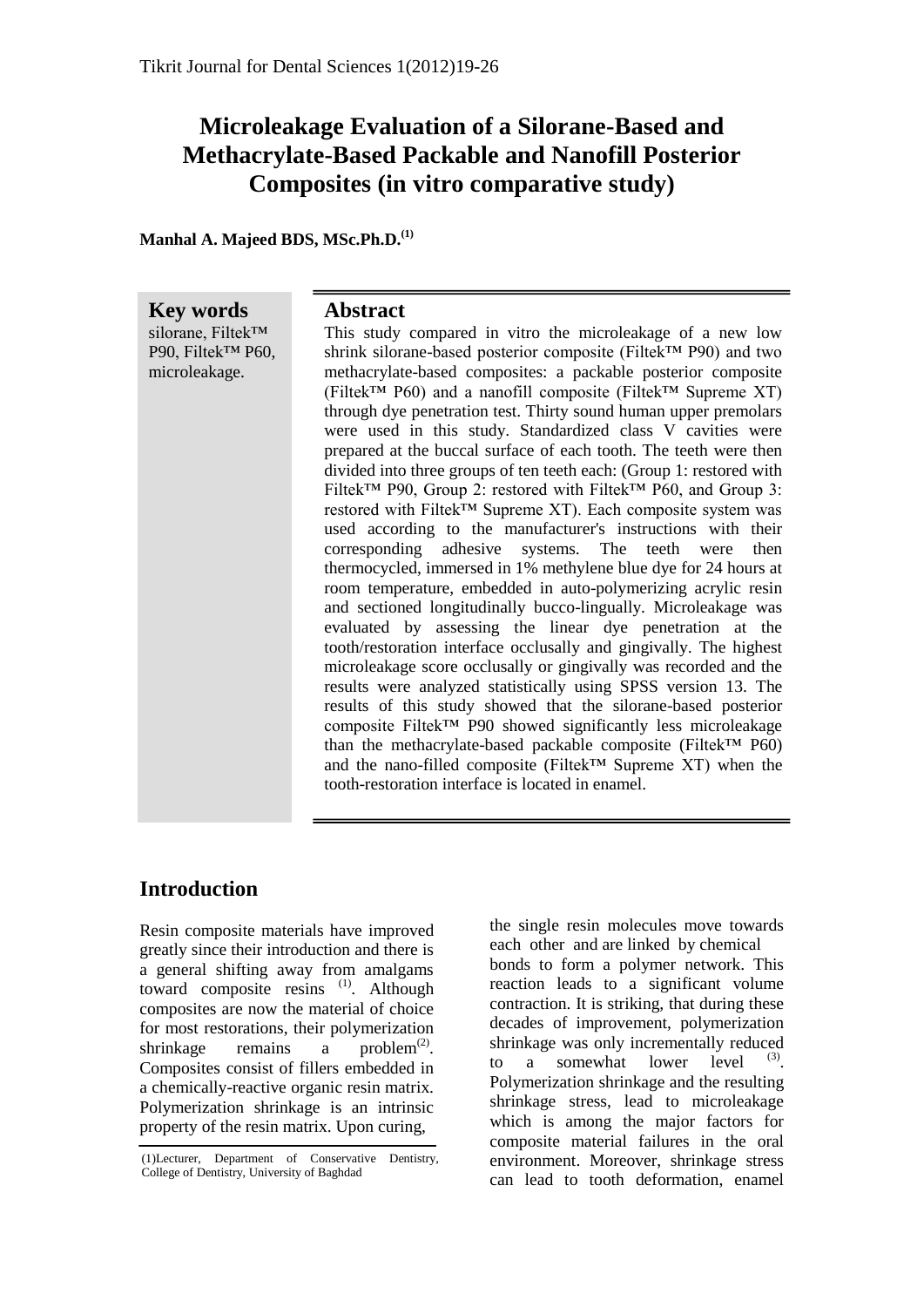# Microleakage Evaluation of a Silorane-Based and Methacrylate-Based Packable and Nanofill Posterior Composites (in vitro comparative study)

**Manhal A. Majeed BDS, MSc.Ph.D.[1]**

**Key words**

silorane, Filtek™ P90, Filtek™ P60, microleakage.

## Abstract

This study compared in vitro the microleakage of a new low shrink silorane-based posterior composite (Filtek™ P90) and two methacrylate-based composites: a packable posterior composite (Filtek™ P60) and a nanofill composite (Filtek™ Supreme XT) through dye penetration test. Thirty sound human upper premolars were used in this study. Standardized class V cavities were prepared at the buccal surface of each tooth. The teeth were then divided into three groups of ten teeth each: (Group 1: restored with Filtek™ P90, Group 2: restored with Filtek™ P60, and Group 3: restored with Filtek™ Supreme XT). Each composite system was used according to the manufacturer's instructions with their corresponding adhesive systems. The teeth were then thermocycled, immersed in 1% methylene blue dye for 24 hours at room temperature, embedded in auto-polymerizing acrylic resin and sectioned longitudinally bucco-lingually. Microleakage was evaluated by assessing the linear dye penetration at the tooth/restoration interface occlusally and gingivally. The highest microleakage score occlusally or gingivally was recorded and the results were analyzed statistically using SPSS version 13. The results of this study showed that the silorane-based posterior composite Filtek™ P90 showed significantly less microleakage than the methacrylate-based packable composite (Filtek™ P60) and the nano-filled composite (Filtek™ Supreme XT) when the tooth-restoration interface is located in enamel.

## Introduction

Resin composite materials have improved greatly since their introduction and there is a general shifting away from amalgams toward composite resins [1]. Although composites are now the material of choice for most restorations, their polymerization shrinkage remains a problem[2]. Composites consist of fillers embedded in a chemically-reactive organic resin matrix. Polymerization shrinkage is an intrinsic property of the resin matrix. Upon curing, the single resin molecules move towards each other and are linked by chemical bonds to form a polymer network. This reaction leads to a significant volume contraction. It is striking, that during these decades of improvement, polymerization shrinkage was only incrementally reduced to a somewhat lower level [3]. Polymerization shrinkage and the resulting shrinkage stress, lead to microleakage which is among the major factors for composite material failures in the oral environment. Moreover, shrinkage stress can lead to tooth deformation, enamel

(1)Lecturer, Department of Conservative Dentistry, College of Dentistry, University of Baghdad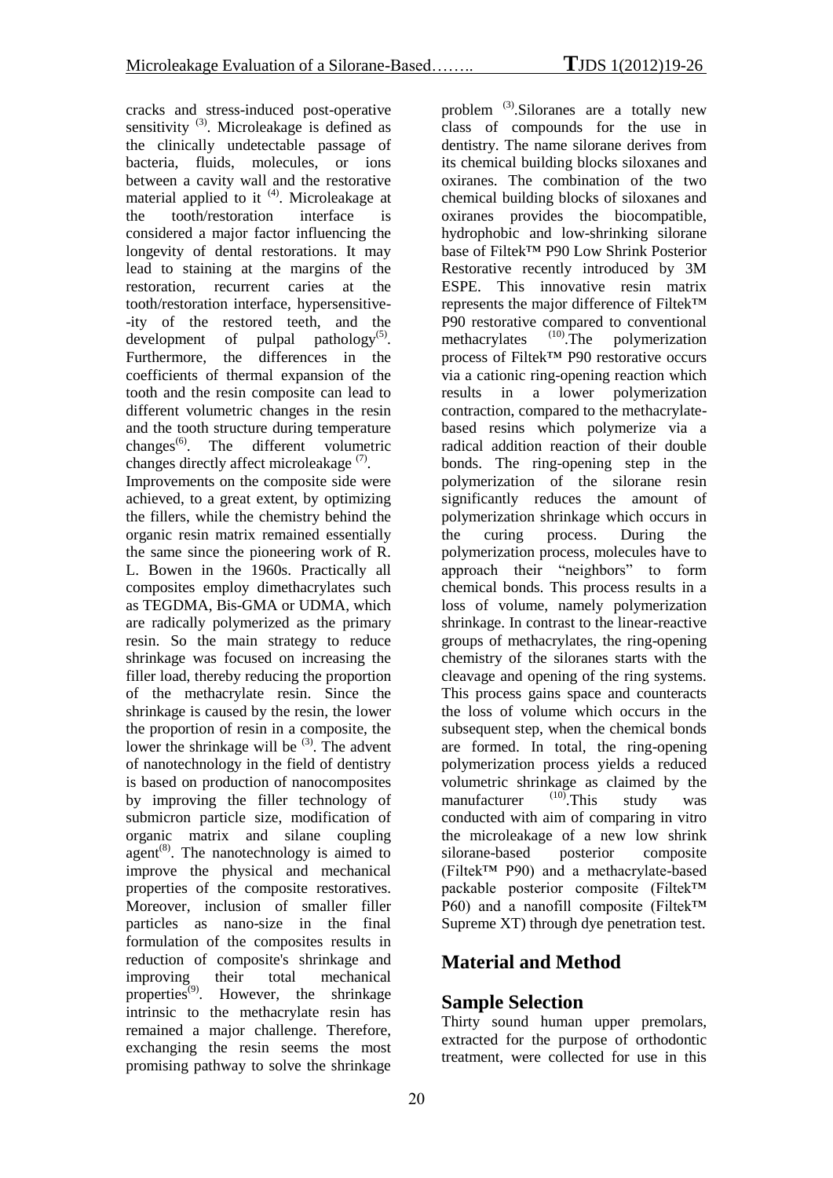cracks and stress-induced post-operative sensitivity [3]. Microleakage is defined as the clinically undetectable passage of bacteria, fluids, molecules, or ions between a cavity wall and the restorative material applied to it [4]. Microleakage at the tooth/restoration interface is considered a major factor influencing the longevity of dental restorations. It may lead to staining at the margins of the restoration, recurrent caries at the tooth/restoration interface, hypersensitive--ity of the restored teeth, and the development of pulpal pathology[5]. Furthermore, the differences in the coefficients of thermal expansion of the tooth and the resin composite can lead to different volumetric changes in the resin and the tooth structure during temperature changes[6]. The different volumetric changes directly affect microleakage [7].

Improvements on the composite side were achieved, to a great extent, by optimizing the fillers, while the chemistry behind the organic resin matrix remained essentially the same since the pioneering work of R. L. Bowen in the 1960s. Practically all composites employ dimethacrylates such as TEGDMA, Bis-GMA or UDMA, which are radically polymerized as the primary resin. So the main strategy to reduce shrinkage was focused on increasing the filler load, thereby reducing the proportion of the methacrylate resin. Since the shrinkage is caused by the resin, the lower the proportion of resin in a composite, the lower the shrinkage will be [3]. The advent of nanotechnology in the field of dentistry is based on production of nanocomposites by improving the filler technology of submicron particle size, modification of organic matrix and silane coupling agent[8]. The nanotechnology is aimed to improve the physical and mechanical properties of the composite restoratives. Moreover, inclusion of smaller filler particles as nano-size in the final formulation of the composites results in reduction of composite's shrinkage and improving their total mechanical properties[9]. However, the shrinkage intrinsic to the methacrylate resin has remained a major challenge. Therefore, exchanging the resin seems the most promising pathway to solve the shrinkage problem [3].Siloranes are a totally new class of compounds for the use in dentistry. The name silorane derives from its chemical building blocks siloxanes and oxiranes. The combination of the two chemical building blocks of siloxanes and oxiranes provides the biocompatible, hydrophobic and low-shrinking silorane base of Filtek™ P90 Low Shrink Posterior Restorative recently introduced by 3M ESPE. This innovative resin matrix represents the major difference of Filtek™ P90 restorative compared to conventional methacrylates [10].The polymerization process of Filtek™ P90 restorative occurs via a cationic ring-opening reaction which results in a lower polymerization contraction, compared to the methacrylate-based resins which polymerize via a radical addition reaction of their double bonds. The ring-opening step in the polymerization of the silorane resin significantly reduces the amount of polymerization shrinkage which occurs in the curing process. During the polymerization process, molecules have to approach their "neighbors" to form chemical bonds. This process results in a loss of volume, namely polymerization shrinkage. In contrast to the linear-reactive groups of methacrylates, the ring-opening chemistry of the siloranes starts with the cleavage and opening of the ring systems. This process gains space and counteracts the loss of volume which occurs in the subsequent step, when the chemical bonds are formed. In total, the ring-opening polymerization process yields a reduced volumetric shrinkage as claimed by the manufacturer [10].This study was conducted with aim of comparing in vitro the microleakage of a new low shrink silorane-based posterior composite (Filtek™ P90) and a methacrylate-based packable posterior composite (Filtek™ P60) and a nanofill composite (Filtek™ Supreme XT) through dye penetration test.

# Material and Method

## Sample Selection

Thirty sound human upper premolars, extracted for the purpose of orthodontic treatment, were collected for use in this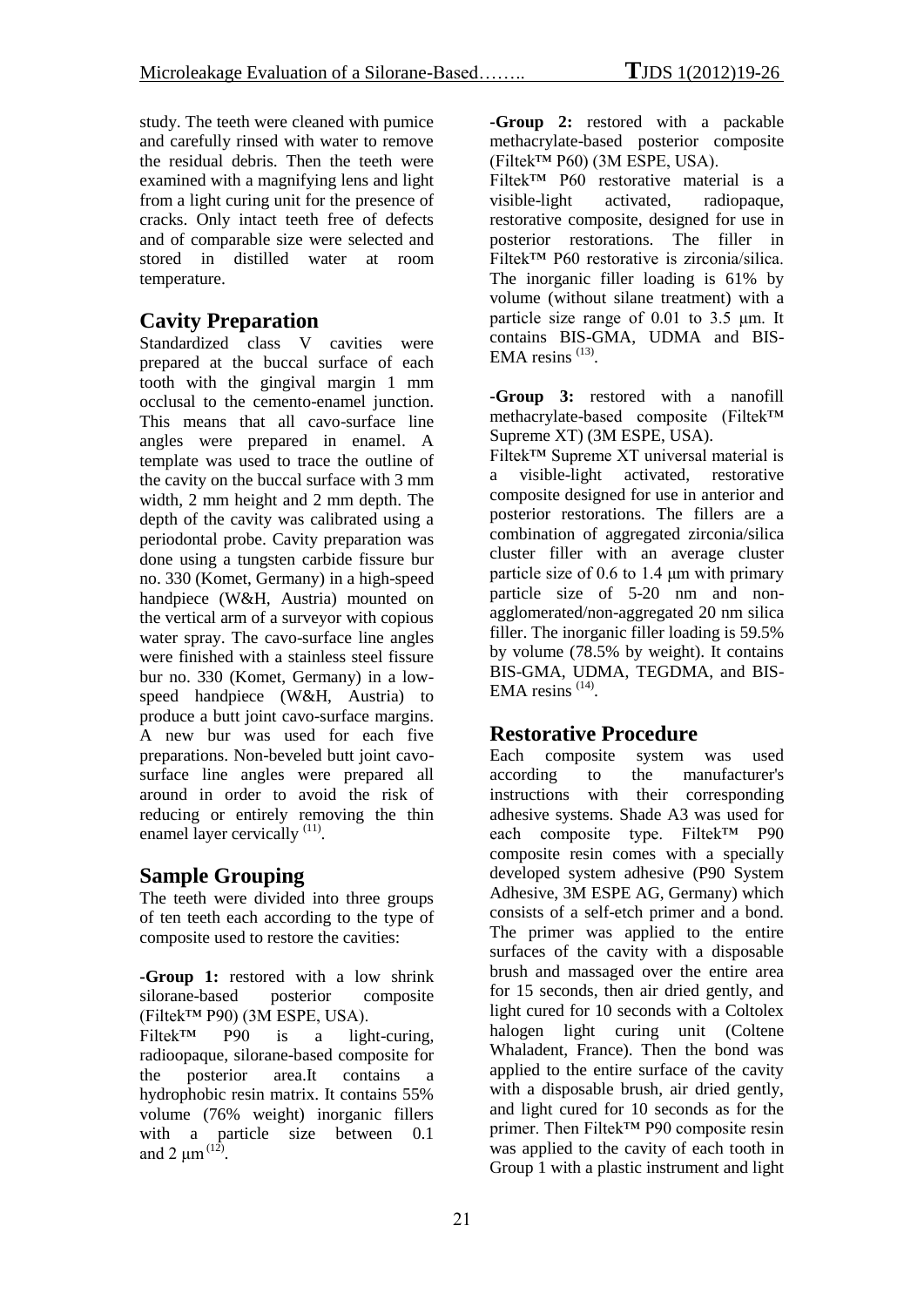study. The teeth were cleaned with pumice and carefully rinsed with water to remove the residual debris. Then the teeth were examined with a magnifying lens and light from a light curing unit for the presence of cracks. Only intact teeth free of defects and of comparable size were selected and stored in distilled water at room temperature.

## Cavity Preparation

Standardized class V cavities were prepared at the buccal surface of each tooth with the gingival margin 1 mm occlusal to the cemento-enamel junction. This means that all cavo-surface line angles were prepared in enamel. A template was used to trace the outline of the cavity on the buccal surface with 3 mm width, 2 mm height and 2 mm depth. The depth of the cavity was calibrated using a periodontal probe. Cavity preparation was done using a tungsten carbide fissure bur no. 330 (Komet, Germany) in a high-speed handpiece (W&H, Austria) mounted on the vertical arm of a surveyor with copious water spray. The cavo-surface line angles were finished with a stainless steel fissure bur no. 330 (Komet, Germany) in a low-speed handpiece (W&H, Austria) to produce a butt joint cavo-surface margins. A new bur was used for each five preparations. Non-beveled butt joint cavo-surface line angles were prepared all around in order to avoid the risk of reducing or entirely removing the thin enamel layer cervically [11].

## Sample Grouping

The teeth were divided into three groups of ten teeth each according to the type of composite used to restore the cavities:

**-Group 1:** restored with a low shrink silorane-based posterior composite (Filtek™ P90) (3M ESPE, USA).
Filtek™ P90 is a light-curing, radioopaque, silorane-based composite for the posterior area.It contains a hydrophobic resin matrix. It contains 55% volume (76% weight) inorganic fillers with a particle size between 0.1 and 2 μm [12].

**-Group 2:** restored with a packable methacrylate-based posterior composite (Filtek™ P60) (3M ESPE, USA).
Filtek™ P60 restorative material is a visible-light activated, radiopaque, restorative composite, designed for use in posterior restorations. The filler in Filtek™ P60 restorative is zirconia/silica. The inorganic filler loading is 61% by volume (without silane treatment) with a particle size range of 0.01 to 3.5 μm. It contains BIS-GMA, UDMA and BIS-EMA resins [13].

**-Group 3:** restored with a nanofill methacrylate-based composite (Filtek™ Supreme XT) (3M ESPE, USA).
Filtek™ Supreme XT universal material is a visible-light activated, restorative composite designed for use in anterior and posterior restorations. The fillers are a combination of aggregated zirconia/silica cluster filler with an average cluster particle size of 0.6 to 1.4 μm with primary particle size of 5-20 nm and non-agglomerated/non-aggregated 20 nm silica filler. The inorganic filler loading is 59.5% by volume (78.5% by weight). It contains BIS-GMA, UDMA, TEGDMA, and BIS-EMA resins [14].

## Restorative Procedure

Each composite system was used according to the manufacturer's instructions with their corresponding adhesive systems. Shade A3 was used for each composite type. Filtek™ P90 composite resin comes with a specially developed system adhesive (P90 System Adhesive, 3M ESPE AG, Germany) which consists of a self-etch primer and a bond. The primer was applied to the entire surfaces of the cavity with a disposable brush and massaged over the entire area for 15 seconds, then air dried gently, and light cured for 10 seconds with a Coltolex halogen light curing unit (Coltene Whaladent, France). Then the bond was applied to the entire surface of the cavity with a disposable brush, air dried gently, and light cured for 10 seconds as for the primer. Then Filtek™ P90 composite resin was applied to the cavity of each tooth in Group 1 with a plastic instrument and light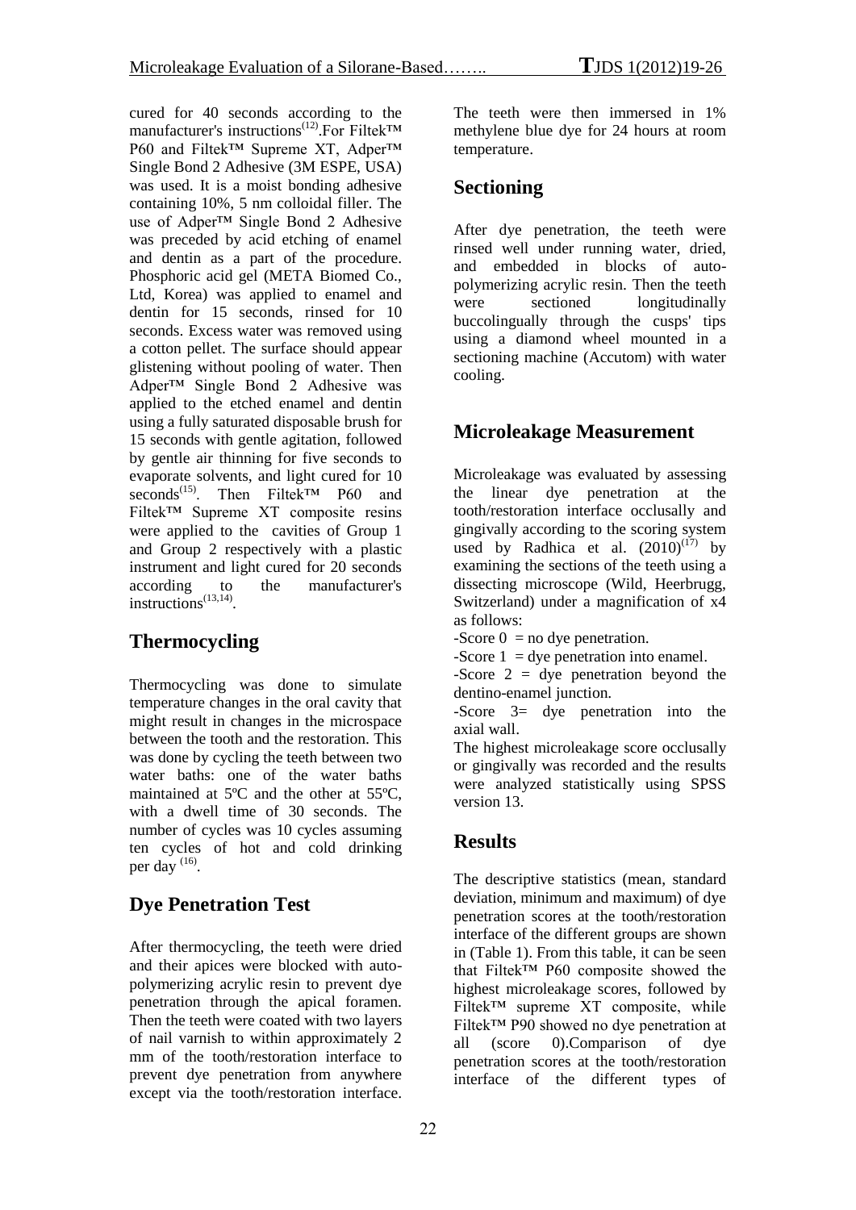cured for 40 seconds according to the manufacturer's instructions[12].For Filtek™ P60 and Filtek™ Supreme XT, Adper™ Single Bond 2 Adhesive (3M ESPE, USA) was used. It is a moist bonding adhesive containing 10%, 5 nm colloidal filler. The use of Adper™ Single Bond 2 Adhesive was preceded by acid etching of enamel and dentin as a part of the procedure. Phosphoric acid gel (META Biomed Co., Ltd, Korea) was applied to enamel and dentin for 15 seconds, rinsed for 10 seconds. Excess water was removed using a cotton pellet. The surface should appear glistening without pooling of water. Then Adper™ Single Bond 2 Adhesive was applied to the etched enamel and dentin using a fully saturated disposable brush for 15 seconds with gentle agitation, followed by gentle air thinning for five seconds to evaporate solvents, and light cured for 10 seconds[15]. Then Filtek™ P60 and Filtek™ Supreme XT composite resins were applied to the cavities of Group 1 and Group 2 respectively with a plastic instrument and light cured for 20 seconds according to the manufacturer's instructions[13,14].

## Thermocycling

Thermocycling was done to simulate temperature changes in the oral cavity that might result in changes in the microspace between the tooth and the restoration. This was done by cycling the teeth between two water baths: one of the water baths maintained at 5ºC and the other at 55ºC, with a dwell time of 30 seconds. The number of cycles was 10 cycles assuming ten cycles of hot and cold drinking per day [16].

## Dye Penetration Test

After thermocycling, the teeth were dried and their apices were blocked with auto-polymerizing acrylic resin to prevent dye penetration through the apical foramen. Then the teeth were coated with two layers of nail varnish to within approximately 2 mm of the tooth/restoration interface to prevent dye penetration from anywhere except via the tooth/restoration interface. The teeth were then immersed in 1% methylene blue dye for 24 hours at room temperature.

## Sectioning

After dye penetration, the teeth were rinsed well under running water, dried, and embedded in blocks of auto-polymerizing acrylic resin. Then the teeth were sectioned longitudinally buccolingually through the cusps' tips using a diamond wheel mounted in a sectioning machine (Accutom) with water cooling.

## Microleakage Measurement

Microleakage was evaluated by assessing the linear dye penetration at the tooth/restoration interface occlusally and gingivally according to the scoring system used by Radhica et al. (2010)[17] by examining the sections of the teeth using a dissecting microscope (Wild, Heerbrugg, Switzerland) under a magnification of x4 as follows:

-Score 0 = no dye penetration.

-Score 1 = dye penetration into enamel.

-Score 2 = dye penetration beyond the dentino-enamel junction.

-Score 3= dye penetration into the axial wall.

The highest microleakage score occlusally or gingivally was recorded and the results were analyzed statistically using SPSS version 13.

## Results

The descriptive statistics (mean, standard deviation, minimum and maximum) of dye penetration scores at the tooth/restoration interface of the different groups are shown in (Table 1). From this table, it can be seen that Filtek™ P60 composite showed the highest microleakage scores, followed by Filtek™ supreme XT composite, while Filtek™ P90 showed no dye penetration at all (score 0).Comparison of dye penetration scores at the tooth/restoration interface of the different types of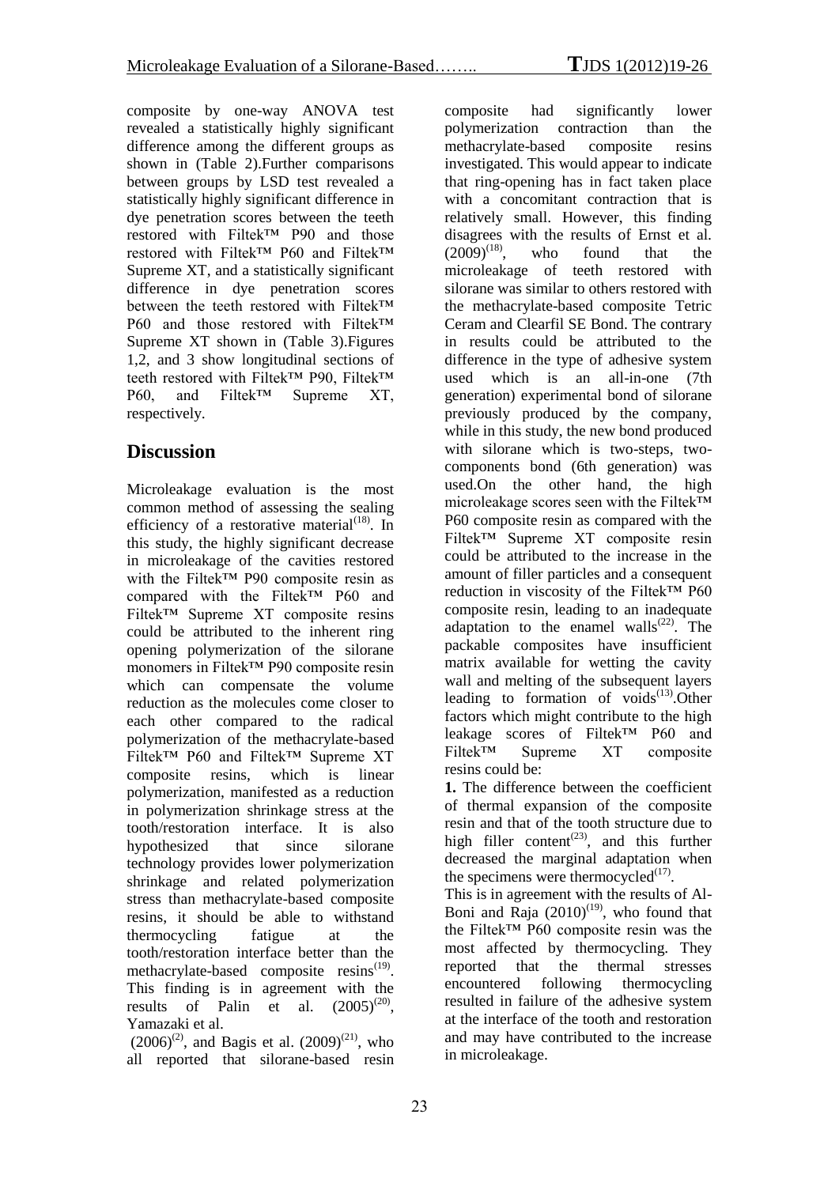composite by one-way ANOVA test revealed a statistically highly significant difference among the different groups as shown in (Table 2).Further comparisons between groups by LSD test revealed a statistically highly significant difference in dye penetration scores between the teeth restored with Filtek™ P90 and those restored with Filtek™ P60 and Filtek™ Supreme XT, and a statistically significant difference in dye penetration scores between the teeth restored with Filtek™ P60 and those restored with Filtek™ Supreme XT shown in (Table 3).Figures 1,2, and 3 show longitudinal sections of teeth restored with Filtek™ P90, Filtek™ P60, and Filtek™ Supreme XT, respectively.

## Discussion

Microleakage evaluation is the most common method of assessing the sealing efficiency of a restorative material[18]. In this study, the highly significant decrease in microleakage of the cavities restored with the Filtek™ P90 composite resin as compared with the Filtek™ P60 and Filtek™ Supreme XT composite resins could be attributed to the inherent ring opening polymerization of the silorane monomers in Filtek™ P90 composite resin which can compensate the volume reduction as the molecules come closer to each other compared to the radical polymerization of the methacrylate-based Filtek™ P60 and Filtek™ Supreme XT composite resins, which is linear polymerization, manifested as a reduction in polymerization shrinkage stress at the tooth/restoration interface. It is also hypothesized that since silorane technology provides lower polymerization shrinkage and related polymerization stress than methacrylate-based composite resins, it should be able to withstand thermocycling fatigue at the tooth/restoration interface better than the methacrylate-based composite resins[19]. This finding is in agreement with the results of Palin et al. (2005)[20], Yamazaki et al. (2006)[2], and Bagis et al. (2009)[21], who all reported that silorane-based resin composite had significantly lower polymerization contraction than the methacrylate-based composite resins investigated. This would appear to indicate that ring-opening has in fact taken place with a concomitant contraction that is relatively small. However, this finding disagrees with the results of Ernst et al. (2009)[18], who found that the microleakage of teeth restored with silorane was similar to others restored with the methacrylate-based composite Tetric Ceram and Clearfil SE Bond. The contrary in results could be attributed to the difference in the type of adhesive system used which is an all-in-one (7th generation) experimental bond of silorane previously produced by the company, while in this study, the new bond produced with silorane which is two-steps, two-components bond (6th generation) was used.On the other hand, the high microleakage scores seen with the Filtek™ P60 composite resin as compared with the Filtek™ Supreme XT composite resin could be attributed to the increase in the amount of filler particles and a consequent reduction in viscosity of the Filtek™ P60 composite resin, leading to an inadequate adaptation to the enamel walls[22]. The packable composites have insufficient matrix available for wetting the cavity wall and melting of the subsequent layers leading to formation of voids[13].Other factors which might contribute to the high leakage scores of Filtek™ P60 and Filtek™ Supreme XT composite resins could be:

**1.** The difference between the coefficient of thermal expansion of the composite resin and that of the tooth structure due to high filler content[23], and this further decreased the marginal adaptation when the specimens were thermocycled[17].

This is in agreement with the results of Al-Boni and Raja (2010)[19], who found that the Filtek™ P60 composite resin was the most affected by thermocycling. They reported that the thermal stresses encountered following thermocycling resulted in failure of the adhesive system at the interface of the tooth and restoration and may have contributed to the increase in microleakage.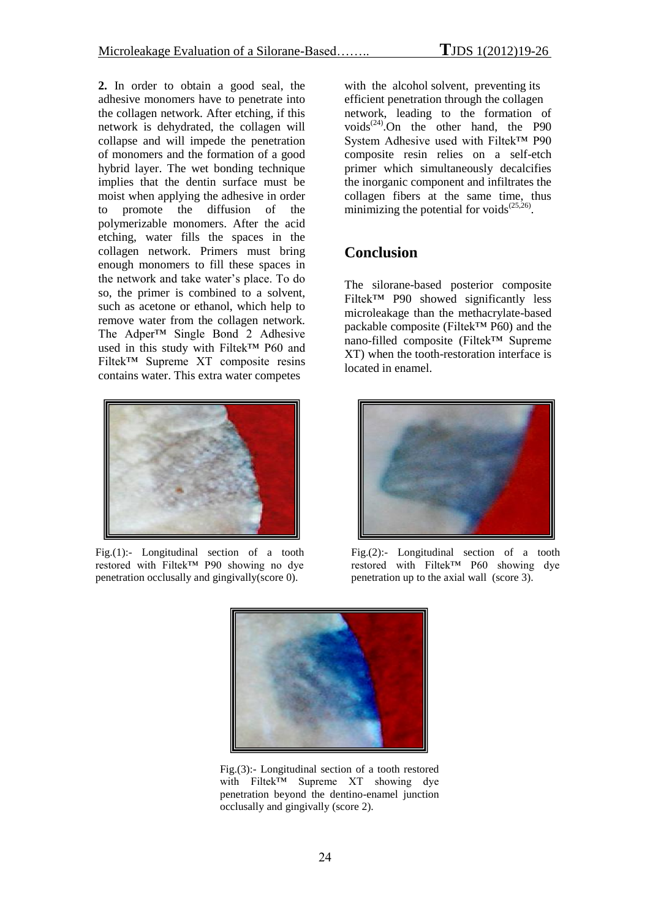**2.** In order to obtain a good seal, the adhesive monomers have to penetrate into the collagen network. After etching, if this network is dehydrated, the collagen will collapse and will impede the penetration of monomers and the formation of a good hybrid layer. The wet bonding technique implies that the dentin surface must be moist when applying the adhesive in order to promote the diffusion of the polymerizable monomers. After the acid etching, water fills the spaces in the collagen network. Primers must bring enough monomers to fill these spaces in the network and take water's place. To do so, the primer is combined to a solvent, such as acetone or ethanol, which help to remove water from the collagen network. The Adper™ Single Bond 2 Adhesive used in this study with Filtek™ P60 and Filtek™ Supreme XT composite resins contains water. This extra water competes with the alcohol solvent, preventing its efficient penetration through the collagen network, leading to the formation of voids[24].On the other hand, the P90 System Adhesive used with Filtek™ P90 composite resin relies on a self-etch primer which simultaneously decalcifies the inorganic component and infiltrates the collagen fibers at the same time, thus minimizing the potential for voids[25,26].

## Conclusion

The silorane-based posterior composite Filtek™ P90 showed significantly less microleakage than the methacrylate-based packable composite (Filtek™ P60) and the nano-filled composite (Filtek™ Supreme XT) when the tooth-restoration interface is located in enamel.

Fig.(1):- Longitudinal section of a tooth restored with Filtek™ P90 showing no dye penetration occlusally and gingivally(score 0).

Fig.(2):- Longitudinal section of a tooth restored with Filtek™ P60 showing dye penetration up to the axial wall (score 3).

Fig.(3):- Longitudinal section of a tooth restored with Filtek™ Supreme XT showing dye penetration beyond the dentino-enamel junction occlusally and gingivally (score 2).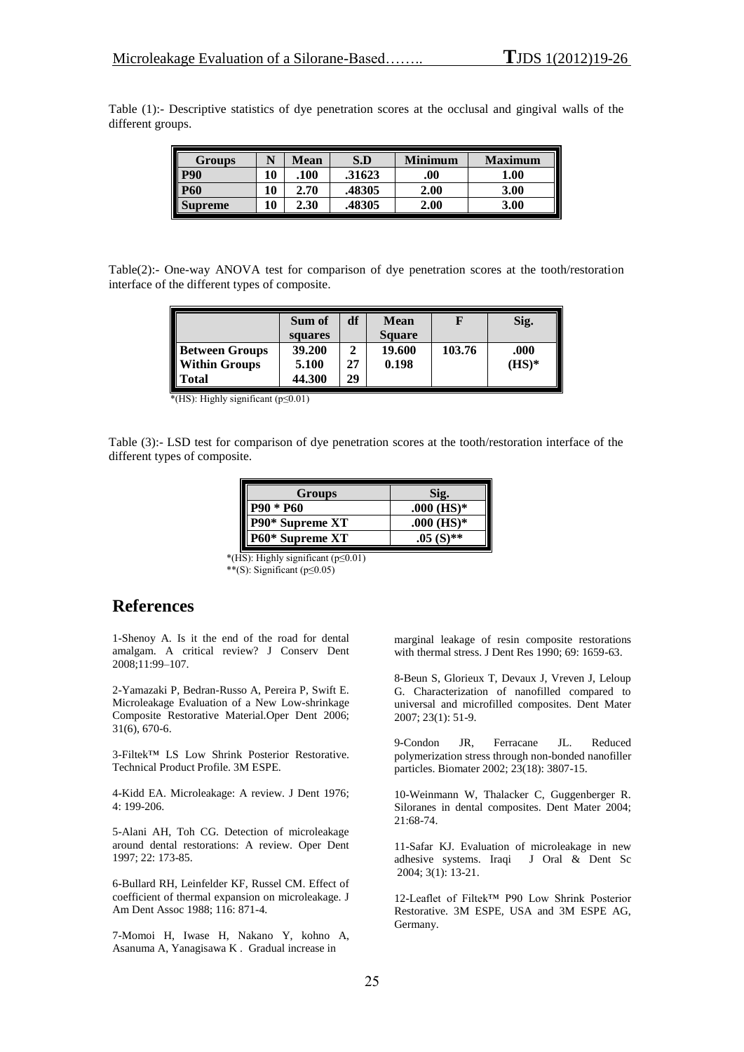Table (1):- Descriptive statistics of dye penetration scores at the occlusal and gingival walls of the different groups.

| Groups | N | Mean | S.D | Minimum | Maximum |
|---|---|---|---|---|---|
| P90 | 10 | .100 | .31623 | .00 | 1.00 |
| P60 | 10 | 2.70 | .48305 | 2.00 | 3.00 |
| Supreme | 10 | 2.30 | .48305 | 2.00 | 3.00 |

Table(2):- One-way ANOVA test for comparison of dye penetration scores at the tooth/restoration interface of the different types of composite.

| | Sum of squares | df | Mean Square | F | Sig. |
|---|---|---|---|---|---|
| Between Groups | 39.200 | 2 | 19.600 | 103.76 | .000 (HS)* |
| Within Groups | 5.100 | 27 | 0.198 | | |
| Total | 44.300 | 29 | | | |

*(HS): Highly significant ($p \leq 0.01$)

Table (3):- LSD test for comparison of dye penetration scores at the tooth/restoration interface of the different types of composite.

| Groups | Sig. |
|---|---|
| P90 * P60 | .000 (HS)* |
| P90* Supreme XT | .000 (HS)* |
| P60* Supreme XT | .05 (S)** |

*(HS): Highly significant ($p \leq 0.01$)
**(S): Significant ($p \leq 0.05$)

## References

1-Shenoy A. Is it the end of the road for dental amalgam. A critical review? J Conserv Dent 2008;11:99–107.

2-Yamazaki P, Bedran-Russo A, Pereira P, Swift E. Microleakage Evaluation of a New Low-shrinkage Composite Restorative Material.Oper Dent 2006; 31(6), 670-6.

3-Filtek™ LS Low Shrink Posterior Restorative. Technical Product Profile. 3M ESPE.

4-Kidd EA. Microleakage: A review. J Dent 1976; 4: 199-206.

5-Alani AH, Toh CG. Detection of microleakage around dental restorations: A review. Oper Dent 1997; 22: 173-85.

6-Bullard RH, Leinfelder KF, Russel CM. Effect of coefficient of thermal expansion on microleakage. J Am Dent Assoc 1988; 116: 871-4.

7-Momoi H, Iwase H, Nakano Y, kohno A, Asanuma A, Yanagisawa K . Gradual increase in marginal leakage of resin composite restorations with thermal stress. J Dent Res 1990; 69: 1659-63.

8-Beun S, Glorieux T, Devaux J, Vreven J, Leloup G. Characterization of nanofilled compared to universal and microfilled composites. Dent Mater 2007; 23(1): 51-9.

9-Condon JR, Ferracane JL. Reduced polymerization stress through non-bonded nanofiller particles. Biomater 2002; 23(18): 3807-15.

10-Weinmann W, Thalacker C, Guggenberger R. Siloranes in dental composites. Dent Mater 2004; 21:68-74.

11-Safar KJ. Evaluation of microleakage in new adhesive systems. Iraqi J Oral & Dent Sc 2004; 3(1): 13-21.

12-Leaflet of Filtek™ P90 Low Shrink Posterior Restorative. 3M ESPE, USA and 3M ESPE AG, Germany.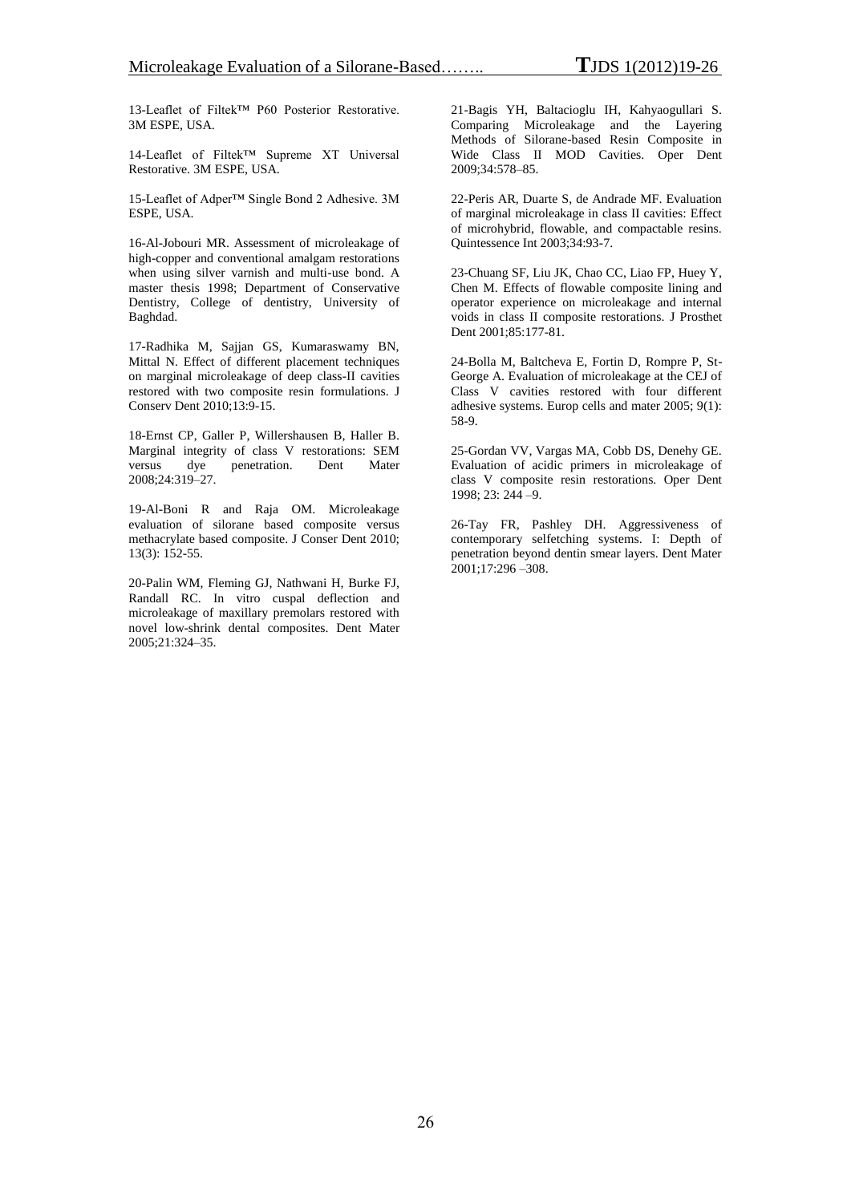13-Leaflet of Filtek™ P60 Posterior Restorative. 3M ESPE, USA.

14-Leaflet of Filtek™ Supreme XT Universal Restorative. 3M ESPE, USA.

15-Leaflet of Adper™ Single Bond 2 Adhesive. 3M ESPE, USA.

16-Al-Jobouri MR. Assessment of microleakage of high-copper and conventional amalgam restorations when using silver varnish and multi-use bond. A master thesis 1998; Department of Conservative Dentistry, College of dentistry, University of Baghdad.

17-Radhika M, Sajjan GS, Kumaraswamy BN, Mittal N. Effect of different placement techniques on marginal microleakage of deep class-II cavities restored with two composite resin formulations. J Conserv Dent 2010;13:9-15.

18-Ernst CP, Galler P, Willershausen B, Haller B. Marginal integrity of class V restorations: SEM versus dye penetration. Dent Mater 2008;24:319–27.

19-Al-Boni R and Raja OM. Microleakage evaluation of silorane based composite versus methacrylate based composite. J Conser Dent 2010; 13(3): 152-55.

20-Palin WM, Fleming GJ, Nathwani H, Burke FJ, Randall RC. In vitro cuspal deflection and microleakage of maxillary premolars restored with novel low-shrink dental composites. Dent Mater 2005;21:324–35.

21-Bagis YH, Baltacioglu IH, Kahyaogullari S. Comparing Microleakage and the Layering Methods of Silorane-based Resin Composite in Wide Class II MOD Cavities. Oper Dent 2009;34:578–85.

22-Peris AR, Duarte S, de Andrade MF. Evaluation of marginal microleakage in class II cavities: Effect of microhybrid, flowable, and compactable resins. Quintessence Int 2003;34:93-7.

23-Chuang SF, Liu JK, Chao CC, Liao FP, Huey Y, Chen M. Effects of flowable composite lining and operator experience on microleakage and internal voids in class II composite restorations. J Prosthet Dent 2001;85:177-81.

24-Bolla M, Baltcheva E, Fortin D, Rompre P, St-George A. Evaluation of microleakage at the CEJ of Class V cavities restored with four different adhesive systems. Europ cells and mater 2005; 9(1): 58-9.

25-Gordan VV, Vargas MA, Cobb DS, Denehy GE. Evaluation of acidic primers in microleakage of class V composite resin restorations. Oper Dent 1998; 23: 244 –9.

26-Tay FR, Pashley DH. Aggressiveness of contemporary selfetching systems. I: Depth of penetration beyond dentin smear layers. Dent Mater 2001;17:296 –308.